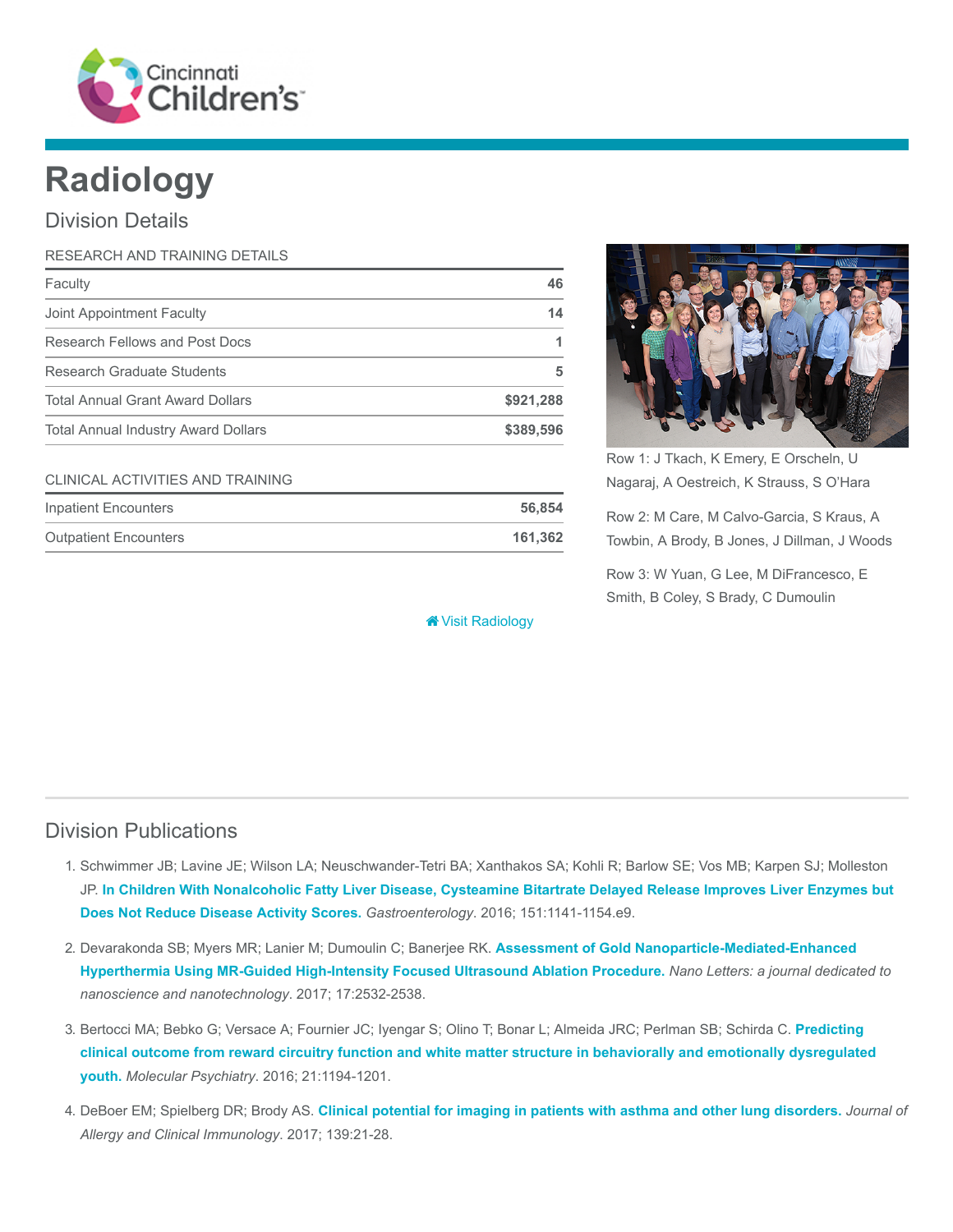# Radiology

## Division Details

| RESEARCH AND TRAINING DETAILS | |
|---|---|
| Faculty | 46 |
| Joint Appointment Faculty | 14 |
| Research Fellows and Post Docs | 1 |
| Research Graduate Students | 5 |
| Total Annual Grant Award Dollars | $921,288 |
| Total Annual Industry Award Dollars | $389,596 |

| CLINICAL ACTIVITIES AND TRAINING | |
|---|---|
| Inpatient Encounters | 56,854 |
| Outpatient Encounters | 161,362 |

Row 1: J Tkach, K Emery, E Orscheln, U Nagaraj, A Oestreich, K Strauss, S O'Hara

Row 2: M Care, M Calvo-Garcia, S Kraus, A Towbin, A Brody, B Jones, J Dillman, J Woods

Row 3: W Yuan, G Lee, M DiFrancesco, E Smith, B Coley, S Brady, C Dumoulin

Visit Radiology

## Division Publications

1. Schwimmer JB; Lavine JE; Wilson LA; Neuschwander-Tetri BA; Xanthakos SA; Kohli R; Barlow SE; Vos MB; Karpen SJ; Molleston JP. **In Children With Nonalcoholic Fatty Liver Disease, Cysteamine Bitartrate Delayed Release Improves Liver Enzymes but Does Not Reduce Disease Activity Scores.** *Gastroenterology*. 2016; 151:1141-1154.e9.

2. Devarakonda SB; Myers MR; Lanier M; Dumoulin C; Banerjee RK. **Assessment of Gold Nanoparticle-Mediated-Enhanced Hyperthermia Using MR-Guided High-Intensity Focused Ultrasound Ablation Procedure.** *Nano Letters: a journal dedicated to nanoscience and nanotechnology*. 2017; 17:2532-2538.

3. Bertocci MA; Bebko G; Versace A; Fournier JC; Iyengar S; Olino T; Bonar L; Almeida JRC; Perlman SB; Schirda C. **Predicting clinical outcome from reward circuitry function and white matter structure in behaviorally and emotionally dysregulated youth.** *Molecular Psychiatry*. 2016; 21:1194-1201.

4. DeBoer EM; Spielberg DR; Brody AS. **Clinical potential for imaging in patients with asthma and other lung disorders.** *Journal of Allergy and Clinical Immunology*. 2017; 139:21-28.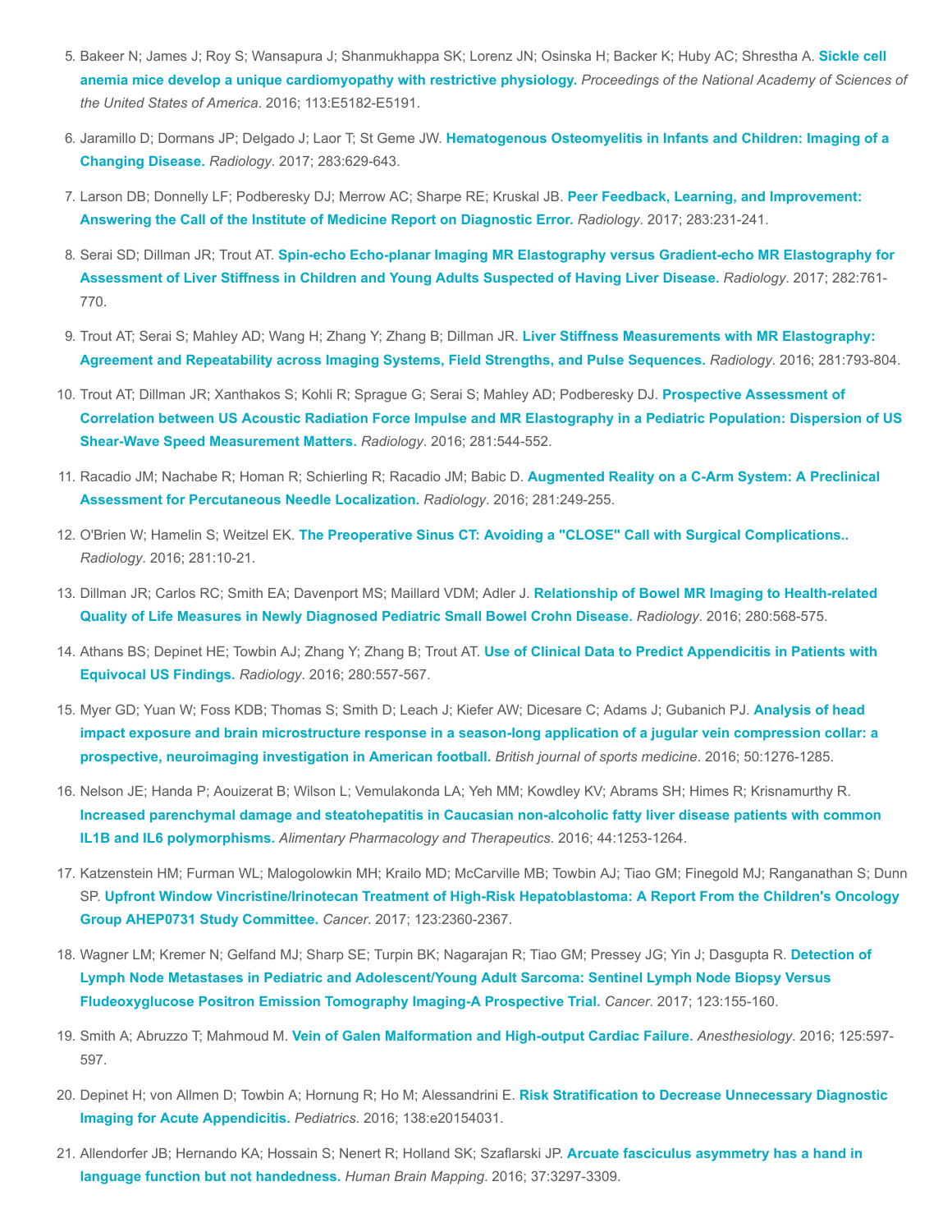5. Bakeer N; James J; Roy S; Wansapura J; Shanmukhappa SK; Lorenz JN; Osinska H; Backer K; Huby AC; Shrestha A. **Sickle cell anemia mice develop a unique cardiomyopathy with restrictive physiology.** *Proceedings of the National Academy of Sciences of the United States of America*. 2016; 113:E5182-E5191.

6. Jaramillo D; Dormans JP; Delgado J; Laor T; St Geme JW. **Hematogenous Osteomyelitis in Infants and Children: Imaging of a Changing Disease.** *Radiology*. 2017; 283:629-643.

7. Larson DB; Donnelly LF; Podberesky DJ; Merrow AC; Sharpe RE; Kruskal JB. **Peer Feedback, Learning, and Improvement: Answering the Call of the Institute of Medicine Report on Diagnostic Error.** *Radiology*. 2017; 283:231-241.

8. Serai SD; Dillman JR; Trout AT. **Spin-echo Echo-planar Imaging MR Elastography versus Gradient-echo MR Elastography for Assessment of Liver Stiffness in Children and Young Adults Suspected of Having Liver Disease.** *Radiology*. 2017; 282:761-770.

9. Trout AT; Serai S; Mahley AD; Wang H; Zhang Y; Zhang B; Dillman JR. **Liver Stiffness Measurements with MR Elastography: Agreement and Repeatability across Imaging Systems, Field Strengths, and Pulse Sequences.** *Radiology*. 2016; 281:793-804.

10. Trout AT; Dillman JR; Xanthakos S; Kohli R; Sprague G; Serai S; Mahley AD; Podberesky DJ. **Prospective Assessment of Correlation between US Acoustic Radiation Force Impulse and MR Elastography in a Pediatric Population: Dispersion of US Shear-Wave Speed Measurement Matters.** *Radiology*. 2016; 281:544-552.

11. Racadio JM; Nachabe R; Homan R; Schierling R; Racadio JM; Babic D. **Augmented Reality on a C-Arm System: A Preclinical Assessment for Percutaneous Needle Localization.** *Radiology*. 2016; 281:249-255.

12. O'Brien W; Hamelin S; Weitzel EK. **The Preoperative Sinus CT: Avoiding a "CLOSE" Call with Surgical Complications..** *Radiology*. 2016; 281:10-21.

13. Dillman JR; Carlos RC; Smith EA; Davenport MS; Maillard VDM; Adler J. **Relationship of Bowel MR Imaging to Health-related Quality of Life Measures in Newly Diagnosed Pediatric Small Bowel Crohn Disease.** *Radiology*. 2016; 280:568-575.

14. Athans BS; Depinet HE; Towbin AJ; Zhang Y; Zhang B; Trout AT. **Use of Clinical Data to Predict Appendicitis in Patients with Equivocal US Findings.** *Radiology*. 2016; 280:557-567.

15. Myer GD; Yuan W; Foss KDB; Thomas S; Smith D; Leach J; Kiefer AW; Dicesare C; Adams J; Gubanich PJ. **Analysis of head impact exposure and brain microstructure response in a season-long application of a jugular vein compression collar: a prospective, neuroimaging investigation in American football.** *British journal of sports medicine*. 2016; 50:1276-1285.

16. Nelson JE; Handa P; Aouizerat B; Wilson L; Vemulakonda LA; Yeh MM; Kowdley KV; Abrams SH; Himes R; Krisnamurthy R. **Increased parenchymal damage and steatohepatitis in Caucasian non-alcoholic fatty liver disease patients with common IL1B and IL6 polymorphisms.** *Alimentary Pharmacology and Therapeutics*. 2016; 44:1253-1264.

17. Katzenstein HM; Furman WL; Malogolowkin MH; Krailo MD; McCarville MB; Towbin AJ; Tiao GM; Finegold MJ; Ranganathan S; Dunn SP. **Upfront Window Vincristine/Irinotecan Treatment of High-Risk Hepatoblastoma: A Report From the Children's Oncology Group AHEP0731 Study Committee.** *Cancer*. 2017; 123:2360-2367.

18. Wagner LM; Kremer N; Gelfand MJ; Sharp SE; Turpin BK; Nagarajan R; Tiao GM; Pressey JG; Yin J; Dasgupta R. **Detection of Lymph Node Metastases in Pediatric and Adolescent/Young Adult Sarcoma: Sentinel Lymph Node Biopsy Versus Fludeoxyglucose Positron Emission Tomography Imaging-A Prospective Trial.** *Cancer*. 2017; 123:155-160.

19. Smith A; Abruzzo T; Mahmoud M. **Vein of Galen Malformation and High-output Cardiac Failure.** *Anesthesiology*. 2016; 125:597-597.

20. Depinet H; von Allmen D; Towbin A; Hornung R; Ho M; Alessandrini E. **Risk Stratification to Decrease Unnecessary Diagnostic Imaging for Acute Appendicitis.** *Pediatrics*. 2016; 138:e20154031.

21. Allendorfer JB; Hernando KA; Hossain S; Nenert R; Holland SK; Szaflarski JP. **Arcuate fasciculus asymmetry has a hand in language function but not handedness.** *Human Brain Mapping*. 2016; 37:3297-3309.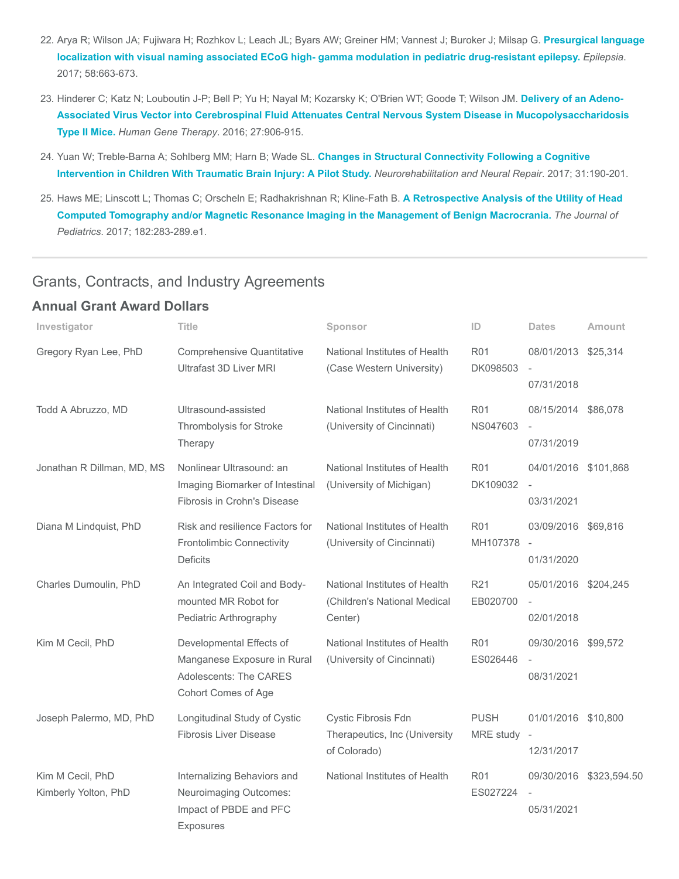22. Arya R; Wilson JA; Fujiwara H; Rozhkov L; Leach JL; Byars AW; Greiner HM; Vannest J; Buroker J; Milsap G. **Presurgical language localization with visual naming associated ECoG high- gamma modulation in pediatric drug-resistant epilepsy.** *Epilepsia*. 2017; 58:663-673.

23. Hinderer C; Katz N; Louboutin J-P; Bell P; Yu H; Nayal M; Kozarsky K; O'Brien WT; Goode T; Wilson JM. **Delivery of an Adeno-Associated Virus Vector into Cerebrospinal Fluid Attenuates Central Nervous System Disease in Mucopolysaccharidosis Type II Mice.** *Human Gene Therapy*. 2016; 27:906-915.

24. Yuan W; Treble-Barna A; Sohlberg MM; Harn B; Wade SL. **Changes in Structural Connectivity Following a Cognitive Intervention in Children With Traumatic Brain Injury: A Pilot Study.** *Neurorehabilitation and Neural Repair*. 2017; 31:190-201.

25. Haws ME; Linscott L; Thomas C; Orscheln E; Radhakrishnan R; Kline-Fath B. **A Retrospective Analysis of the Utility of Head Computed Tomography and/or Magnetic Resonance Imaging in the Management of Benign Macrocrania.** *The Journal of Pediatrics*. 2017; 182:283-289.e1.

## Grants, Contracts, and Industry Agreements

### Annual Grant Award Dollars

| Investigator | Title | Sponsor | ID | Dates | Amount |
|---|---|---|---|---|---|
| Gregory Ryan Lee, PhD | Comprehensive Quantitative Ultrafast 3D Liver MRI | National Institutes of Health (Case Western University) | R01 DK098503 | 08/01/2013 - 07/31/2018 | $25,314 |
| Todd A Abruzzo, MD | Ultrasound-assisted Thrombolysis for Stroke Therapy | National Institutes of Health (University of Cincinnati) | R01 NS047603 | 08/15/2014 - 07/31/2019 | $86,078 |
| Jonathan R Dillman, MD, MS | Nonlinear Ultrasound: an Imaging Biomarker of Intestinal Fibrosis in Crohn's Disease | National Institutes of Health (University of Michigan) | R01 DK109032 | 04/01/2016 - 03/31/2021 | $101,868 |
| Diana M Lindquist, PhD | Risk and resilience Factors for Frontolimbic Connectivity Deficits | National Institutes of Health (University of Cincinnati) | R01 MH107378 | 03/09/2016 - 01/31/2020 | $69,816 |
| Charles Dumoulin, PhD | An Integrated Coil and Body-mounted MR Robot for Pediatric Arthrography | National Institutes of Health (Children's National Medical Center) | R21 EB020700 | 05/01/2016 - 02/01/2018 | $204,245 |
| Kim M Cecil, PhD | Developmental Effects of Manganese Exposure in Rural Adolescents: The CARES Cohort Comes of Age | National Institutes of Health (University of Cincinnati) | R01 ES026446 | 09/30/2016 - 08/31/2021 | $99,572 |
| Joseph Palermo, MD, PhD | Longitudinal Study of Cystic Fibrosis Liver Disease | Cystic Fibrosis Fdn Therapeutics, Inc (University of Colorado) | PUSH MRE study | 01/01/2016 - 12/31/2017 | $10,800 |
| Kim M Cecil, PhD<br>Kimberly Yolton, PhD | Internalizing Behaviors and Neuroimaging Outcomes: Impact of PBDE and PFC Exposures | National Institutes of Health | R01 ES027224 | 09/30/2016 - 05/31/2021 | $323,594.50 |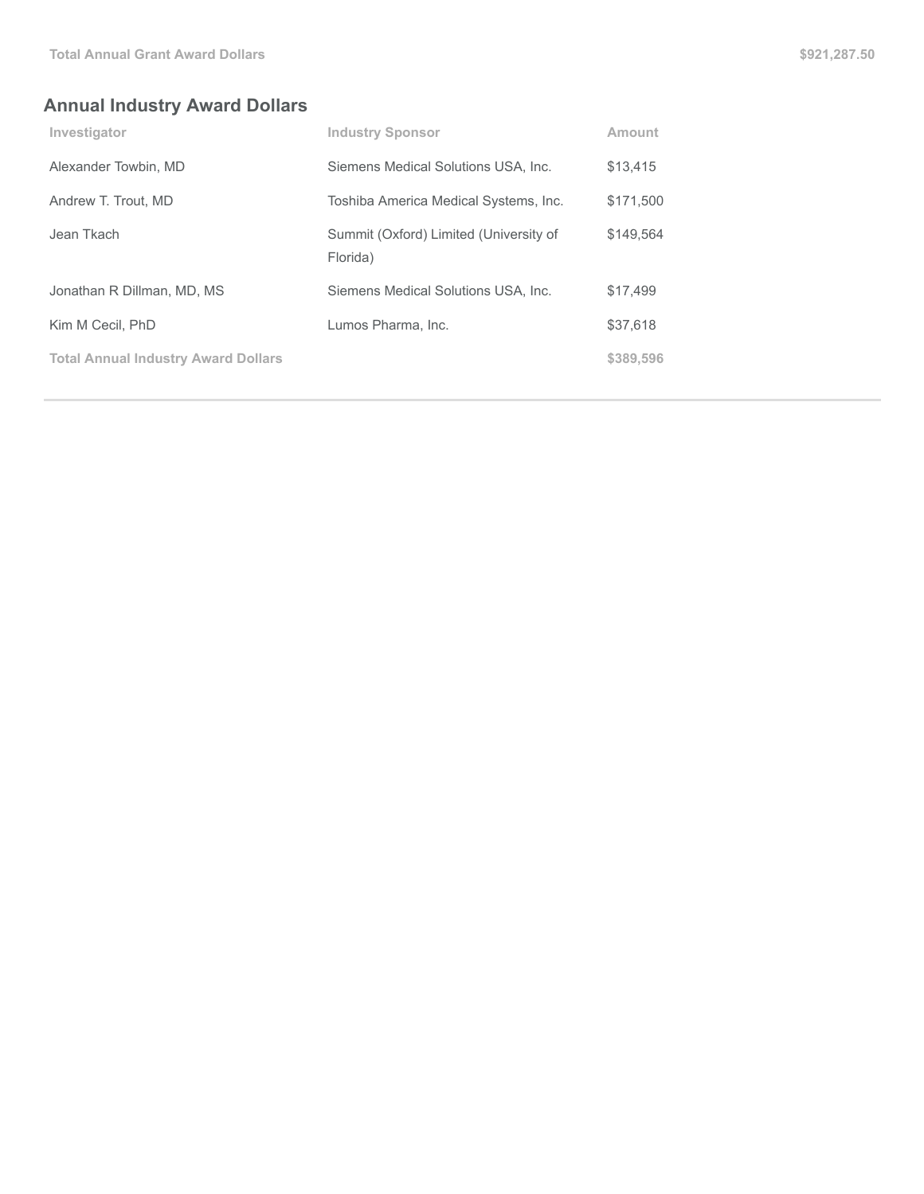| | |
|---|---|
| **Total Annual Grant Award Dollars** | **$921,287.50** |

## Annual Industry Award Dollars

| Investigator | Industry Sponsor | Amount |
|---|---|---|
| Alexander Towbin, MD | Siemens Medical Solutions USA, Inc. | $13,415 |
| Andrew T. Trout, MD | Toshiba America Medical Systems, Inc. | $171,500 |
| Jean Tkach | Summit (Oxford) Limited (University of Florida) | $149,564 |
| Jonathan R Dillman, MD, MS | Siemens Medical Solutions USA, Inc. | $17,499 |
| Kim M Cecil, PhD | Lumos Pharma, Inc. | $37,618 |
| **Total Annual Industry Award Dollars** | | **$389,596** |